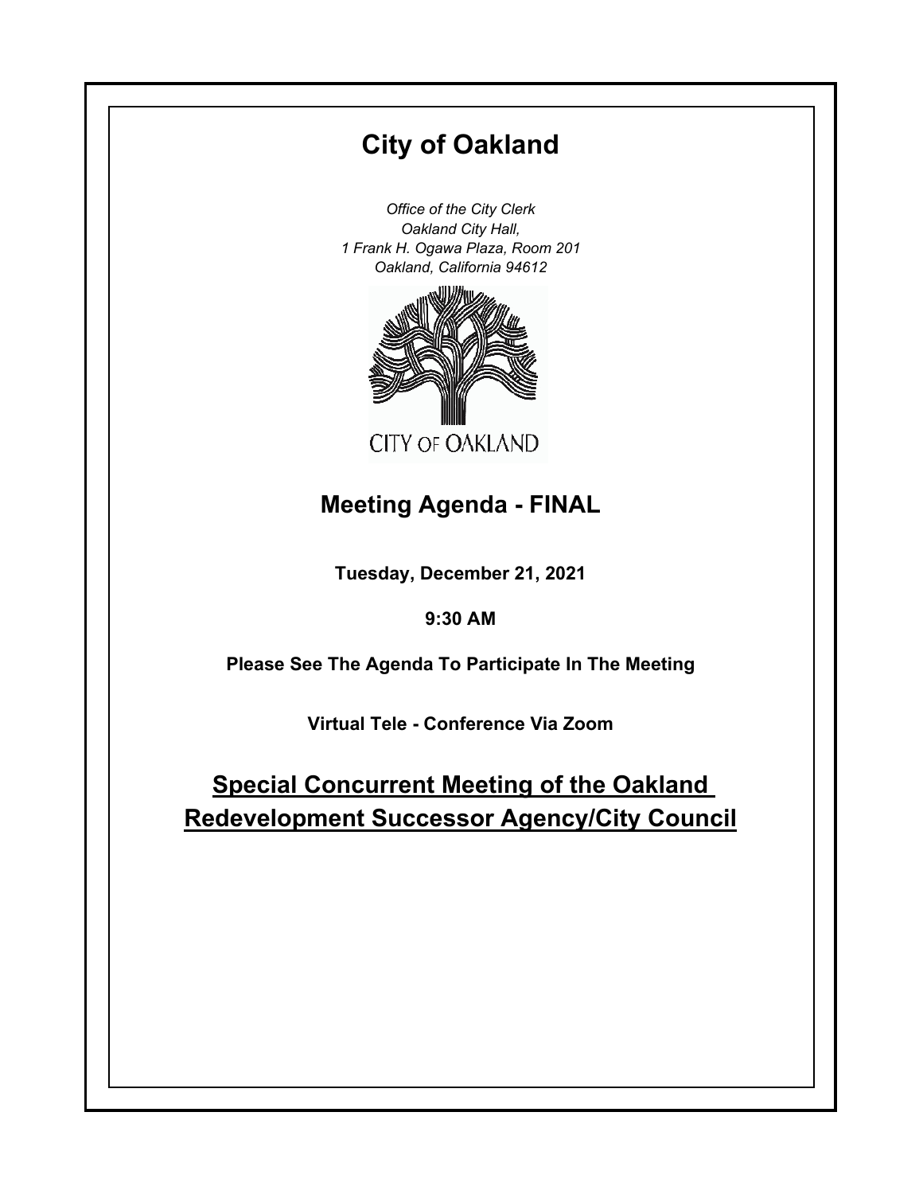# City of Oakland

*Office of the City Clerk*
*Oakland City Hall,*
*1 Frank H. Ogawa Plaza, Room 201*
*Oakland, California 94612*

CITY OF OAKLAND

## Meeting Agenda - FINAL

**Tuesday, December 21, 2021**

**9:30 AM**

**Please See The Agenda To Participate In The Meeting**

**Virtual Tele - Conference Via Zoom**

## Special Concurrent Meeting of the Oakland Redevelopment Successor Agency/City Council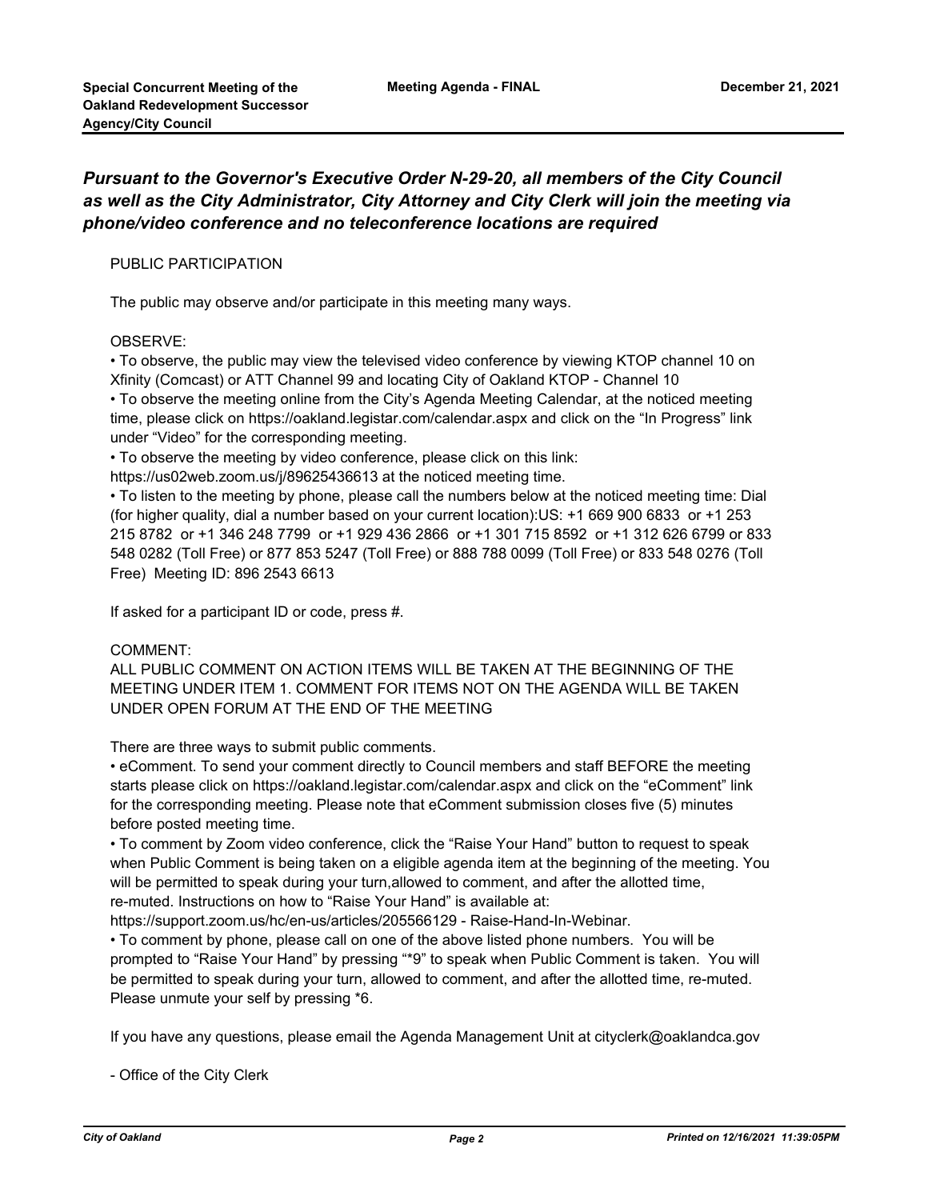***Pursuant to the Governor's Executive Order N-29-20, all members of the City Council as well as the City Administrator, City Attorney and City Clerk will join the meeting via phone/video conference and no teleconference locations are required***

PUBLIC PARTICIPATION

The public may observe and/or participate in this meeting many ways.

OBSERVE:

• To observe, the public may view the televised video conference by viewing KTOP channel 10 on Xfinity (Comcast) or ATT Channel 99 and locating City of Oakland KTOP - Channel 10

• To observe the meeting online from the City's Agenda Meeting Calendar, at the noticed meeting time, please click on https://oakland.legistar.com/calendar.aspx and click on the "In Progress" link under "Video" for the corresponding meeting.

• To observe the meeting by video conference, please click on this link: https://us02web.zoom.us/j/89625436613 at the noticed meeting time.

• To listen to the meeting by phone, please call the numbers below at the noticed meeting time: Dial (for higher quality, dial a number based on your current location):US: +1 669 900 6833 or +1 253 215 8782 or +1 346 248 7799 or +1 929 436 2866 or +1 301 715 8592 or +1 312 626 6799 or 833 548 0282 (Toll Free) or 877 853 5247 (Toll Free) or 888 788 0099 (Toll Free) or 833 548 0276 (Toll Free) Meeting ID: 896 2543 6613

If asked for a participant ID or code, press #.

COMMENT:

ALL PUBLIC COMMENT ON ACTION ITEMS WILL BE TAKEN AT THE BEGINNING OF THE MEETING UNDER ITEM 1. COMMENT FOR ITEMS NOT ON THE AGENDA WILL BE TAKEN UNDER OPEN FORUM AT THE END OF THE MEETING

There are three ways to submit public comments.

• eComment. To send your comment directly to Council members and staff BEFORE the meeting starts please click on https://oakland.legistar.com/calendar.aspx and click on the "eComment" link for the corresponding meeting. Please note that eComment submission closes five (5) minutes before posted meeting time.

• To comment by Zoom video conference, click the "Raise Your Hand" button to request to speak when Public Comment is being taken on a eligible agenda item at the beginning of the meeting. You will be permitted to speak during your turn,allowed to comment, and after the allotted time, re-muted. Instructions on how to "Raise Your Hand" is available at: https://support.zoom.us/hc/en-us/articles/205566129 - Raise-Hand-In-Webinar.

• To comment by phone, please call on one of the above listed phone numbers. You will be prompted to "Raise Your Hand" by pressing "*9" to speak when Public Comment is taken. You will be permitted to speak during your turn, allowed to comment, and after the allotted time, re-muted. Please unmute your self by pressing *6.

If you have any questions, please email the Agenda Management Unit at cityclerk@oaklandca.gov

- Office of the City Clerk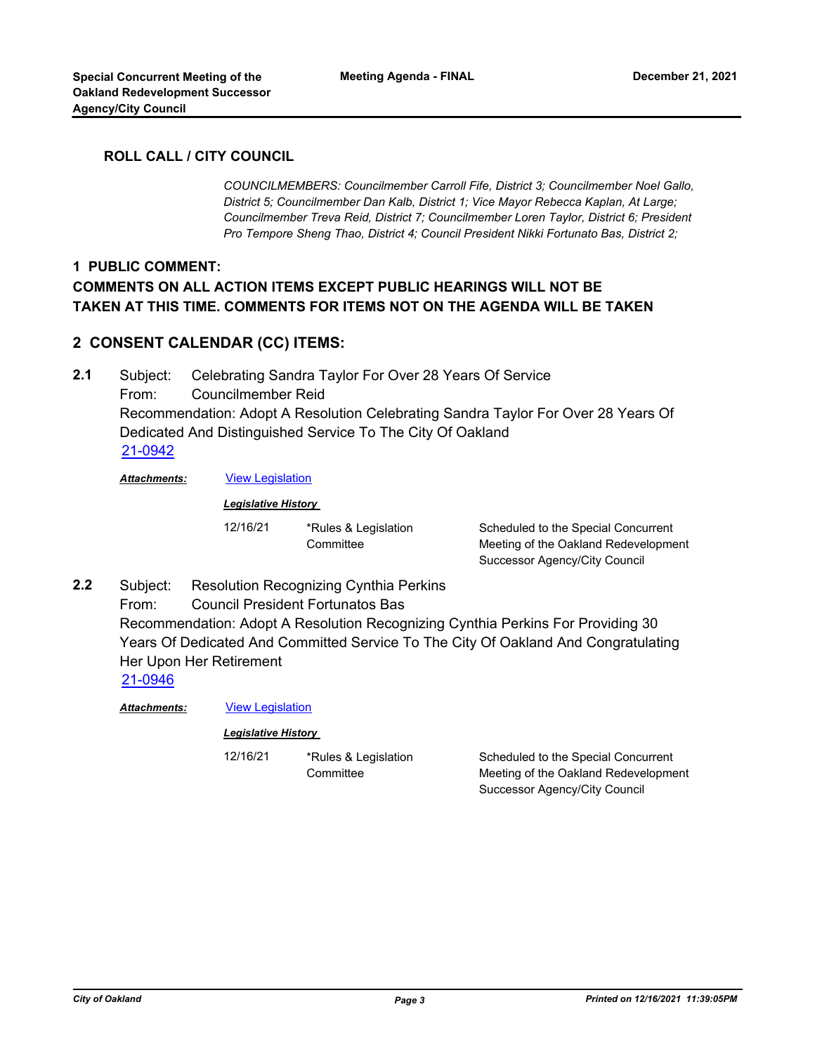## ROLL CALL / CITY COUNCIL

*COUNCILMEMBERS: Councilmember Carroll Fife, District 3; Councilmember Noel Gallo, District 5; Councilmember Dan Kalb, District 1; Vice Mayor Rebecca Kaplan, At Large; Councilmember Treva Reid, District 7; Councilmember Loren Taylor, District 6; President Pro Tempore Sheng Thao, District 4; Council President Nikki Fortunato Bas, District 2;*

## 1 PUBLIC COMMENT:

## COMMENTS ON ALL ACTION ITEMS EXCEPT PUBLIC HEARINGS WILL NOT BE TAKEN AT THIS TIME. COMMENTS FOR ITEMS NOT ON THE AGENDA WILL BE TAKEN

## 2 CONSENT CALENDAR (CC) ITEMS:

**2.1** Subject: Celebrating Sandra Taylor For Over 28 Years Of Service

From: Councilmember Reid

Recommendation: Adopt A Resolution Celebrating Sandra Taylor For Over 28 Years Of Dedicated And Distinguished Service To The City Of Oakland

21-0942

***Attachments:*** View Legislation

***Legislative History***

| | | |
|---|---|---|
| 12/16/21 | *Rules & Legislation Committee | Scheduled to the Special Concurrent Meeting of the Oakland Redevelopment Successor Agency/City Council |

**2.2** Subject: Resolution Recognizing Cynthia Perkins

From: Council President Fortunatos Bas

Recommendation: Adopt A Resolution Recognizing Cynthia Perkins For Providing 30 Years Of Dedicated And Committed Service To The City Of Oakland And Congratulating Her Upon Her Retirement

21-0946

***Attachments:*** View Legislation

***Legislative History***

| | | |
|---|---|---|
| 12/16/21 | *Rules & Legislation Committee | Scheduled to the Special Concurrent Meeting of the Oakland Redevelopment Successor Agency/City Council |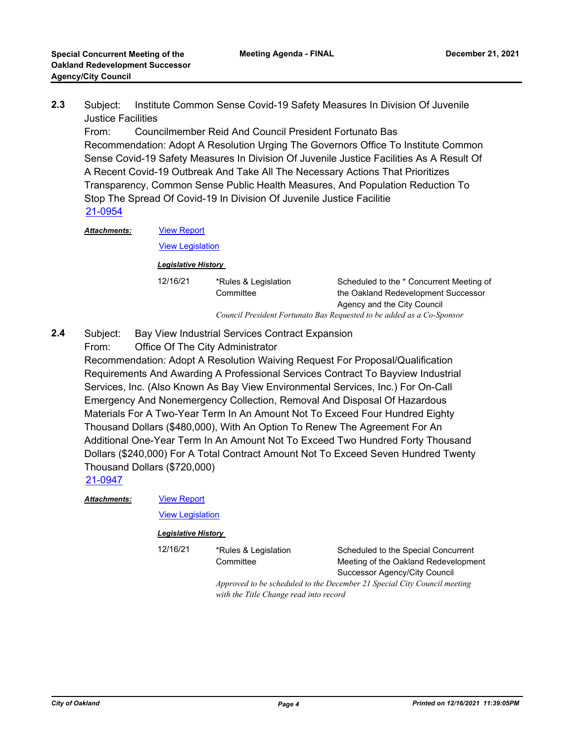**2.3** Subject: Institute Common Sense Covid-19 Safety Measures In Division Of Juvenile Justice Facilities

From: Councilmember Reid And Council President Fortunato Bas

Recommendation: Adopt A Resolution Urging The Governors Office To Institute Common Sense Covid-19 Safety Measures In Division Of Juvenile Justice Facilities As A Result Of A Recent Covid-19 Outbreak And Take All The Necessary Actions That Prioritizes Transparency, Common Sense Public Health Measures, And Population Reduction To Stop The Spread Of Covid-19 In Division Of Juvenile Justice Facilitie

21-0954

***Attachments:*** View Report

View Legislation

***Legislative History***

| | | |
|---|---|---|
| 12/16/21 | *Rules & Legislation Committee | Scheduled to the * Concurrent Meeting of the Oakland Redevelopment Successor Agency and the City Council |

*Council President Fortunato Bas Requested to be added as a Co-Sponsor*

**2.4** Subject: Bay View Industrial Services Contract Expansion

From: Office Of The City Administrator

Recommendation: Adopt A Resolution Waiving Request For Proposal/Qualification Requirements And Awarding A Professional Services Contract To Bayview Industrial Services, Inc. (Also Known As Bay View Environmental Services, Inc.) For On-Call Emergency And Nonemergency Collection, Removal And Disposal Of Hazardous Materials For A Two-Year Term In An Amount Not To Exceed Four Hundred Eighty Thousand Dollars ($480,000), With An Option To Renew The Agreement For An Additional One-Year Term In An Amount Not To Exceed Two Hundred Forty Thousand Dollars ($240,000) For A Total Contract Amount Not To Exceed Seven Hundred Twenty Thousand Dollars ($720,000)

21-0947

***Attachments:*** View Report

View Legislation

***Legislative History***

| | | |
|---|---|---|
| 12/16/21 | *Rules & Legislation Committee | Scheduled to the Special Concurrent Meeting of the Oakland Redevelopment Successor Agency/City Council |

*Approved to be scheduled to the December 21 Special City Council meeting with the Title Change read into record*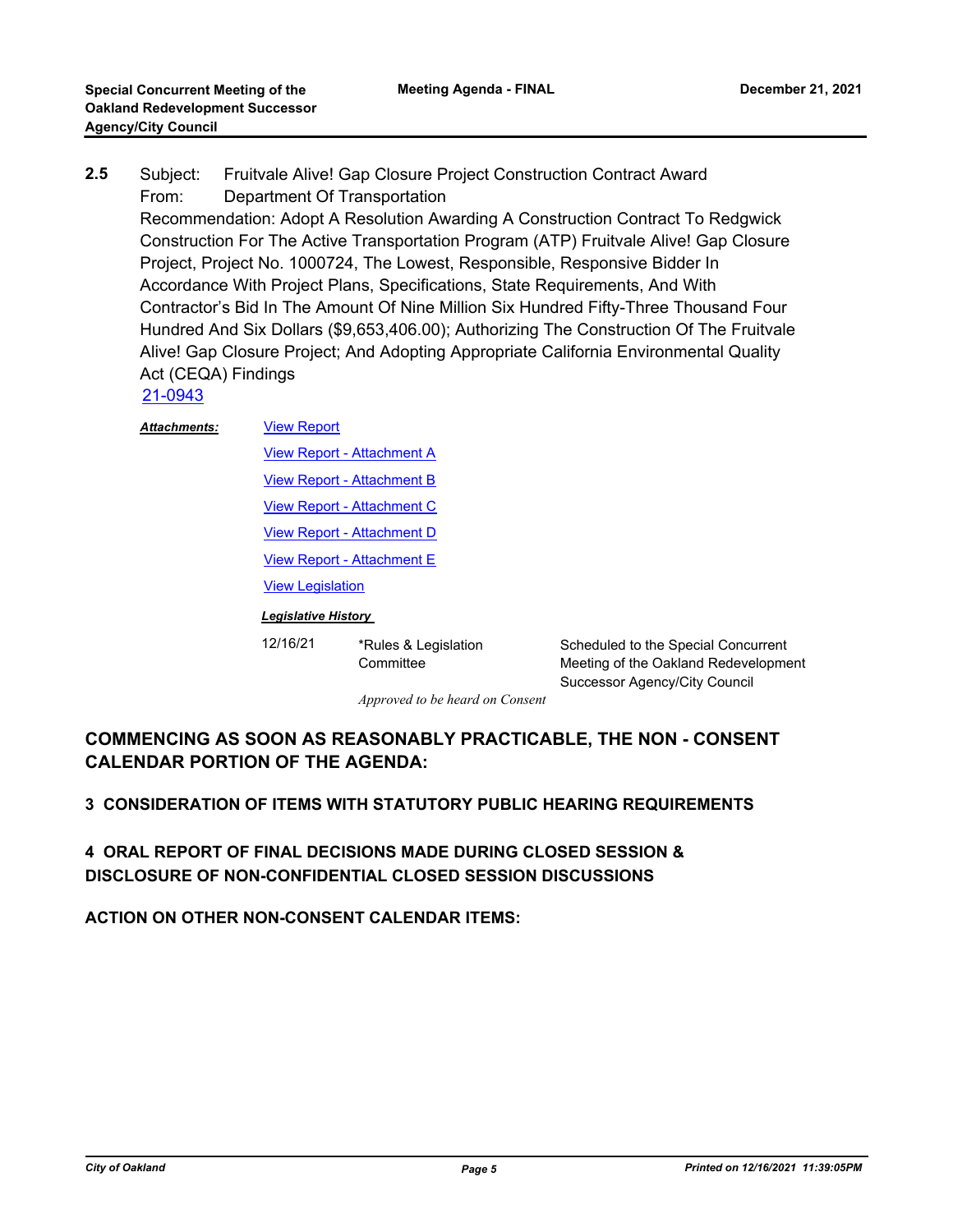**2.5** Subject: Fruitvale Alive! Gap Closure Project Construction Contract Award
From: Department Of Transportation
Recommendation: Adopt A Resolution Awarding A Construction Contract To Redgwick Construction For The Active Transportation Program (ATP) Fruitvale Alive! Gap Closure Project, Project No. 1000724, The Lowest, Responsible, Responsive Bidder In Accordance With Project Plans, Specifications, State Requirements, And With Contractor's Bid In The Amount Of Nine Million Six Hundred Fifty-Three Thousand Four Hundred And Six Dollars ($9,653,406.00); Authorizing The Construction Of The Fruitvale Alive! Gap Closure Project; And Adopting Appropriate California Environmental Quality Act (CEQA) Findings
21-0943

***Attachments:***
View Report
View Report - Attachment A
View Report - Attachment B
View Report - Attachment C
View Report - Attachment D
View Report - Attachment E
View Legislation

***Legislative History***

| | | |
|---|---|---|
| 12/16/21 | *Rules & Legislation Committee | Scheduled to the Special Concurrent Meeting of the Oakland Redevelopment Successor Agency/City Council |

*Approved to be heard on Consent*

## COMMENCING AS SOON AS REASONABLY PRACTICABLE, THE NON - CONSENT CALENDAR PORTION OF THE AGENDA:

## 3 CONSIDERATION OF ITEMS WITH STATUTORY PUBLIC HEARING REQUIREMENTS

## 4 ORAL REPORT OF FINAL DECISIONS MADE DURING CLOSED SESSION & DISCLOSURE OF NON-CONFIDENTIAL CLOSED SESSION DISCUSSIONS

## ACTION ON OTHER NON-CONSENT CALENDAR ITEMS: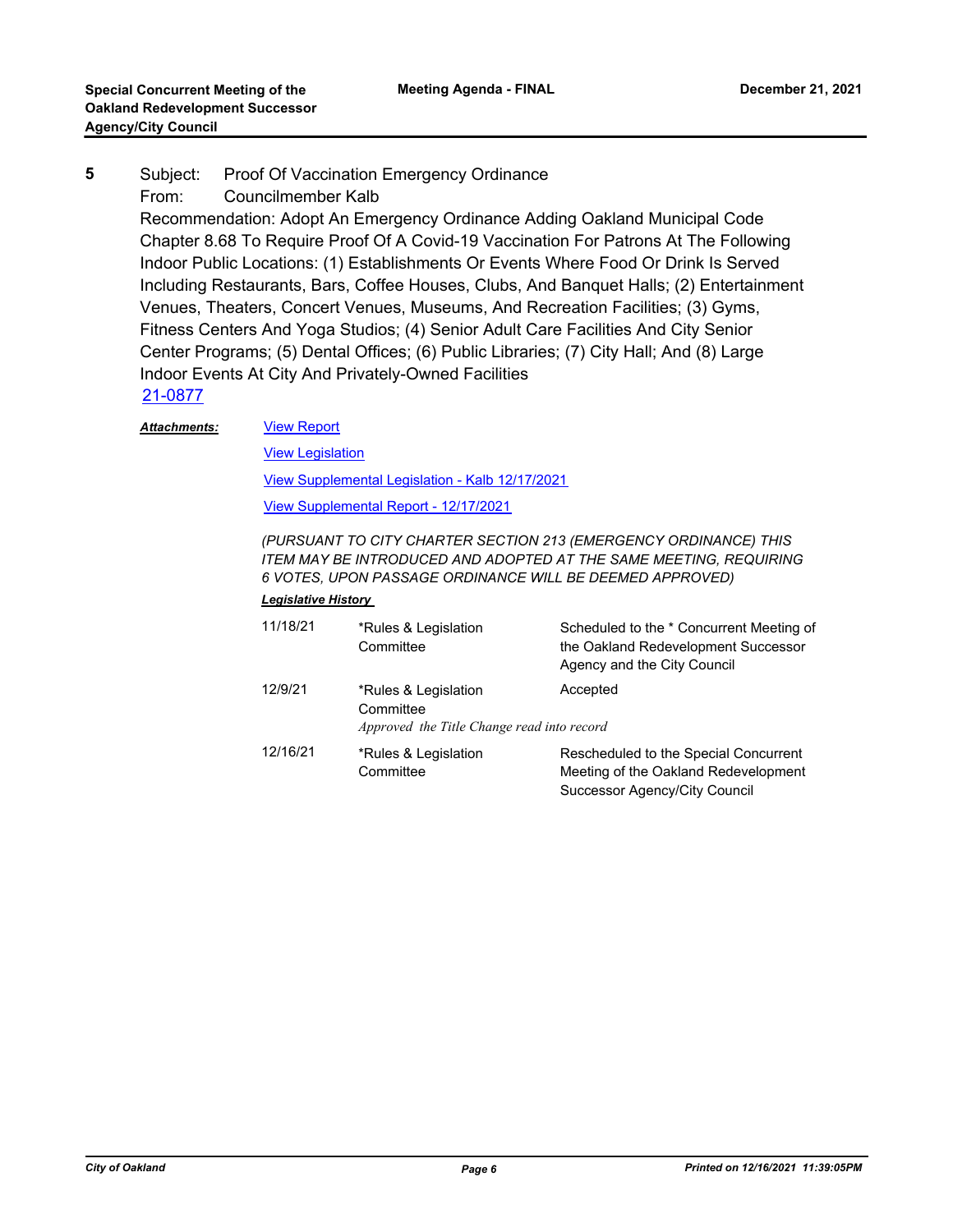**5** Subject: Proof Of Vaccination Emergency Ordinance

From: Councilmember Kalb

Recommendation: Adopt An Emergency Ordinance Adding Oakland Municipal Code Chapter 8.68 To Require Proof Of A Covid-19 Vaccination For Patrons At The Following Indoor Public Locations: (1) Establishments Or Events Where Food Or Drink Is Served Including Restaurants, Bars, Coffee Houses, Clubs, And Banquet Halls; (2) Entertainment Venues, Theaters, Concert Venues, Museums, And Recreation Facilities; (3) Gyms, Fitness Centers And Yoga Studios; (4) Senior Adult Care Facilities And City Senior Center Programs; (5) Dental Offices; (6) Public Libraries; (7) City Hall; And (8) Large Indoor Events At City And Privately-Owned Facilities

21-0877

***Attachments:*** View Report

View Legislation

View Supplemental Legislation - Kalb 12/17/2021

View Supplemental Report - 12/17/2021

*(PURSUANT TO CITY CHARTER SECTION 213 (EMERGENCY ORDINANCE) THIS ITEM MAY BE INTRODUCED AND ADOPTED AT THE SAME MEETING, REQUIRING 6 VOTES, UPON PASSAGE ORDINANCE WILL BE DEEMED APPROVED)*

***Legislative History***

| Date | Committee | Action |
|---|---|---|
| 11/18/21 | *Rules & Legislation Committee | Scheduled to the * Concurrent Meeting of the Oakland Redevelopment Successor Agency and the City Council |
| 12/9/21 | *Rules & Legislation Committee<br>*Approved the Title Change read into record* | Accepted |
| 12/16/21 | *Rules & Legislation Committee | Rescheduled to the Special Concurrent Meeting of the Oakland Redevelopment Successor Agency/City Council |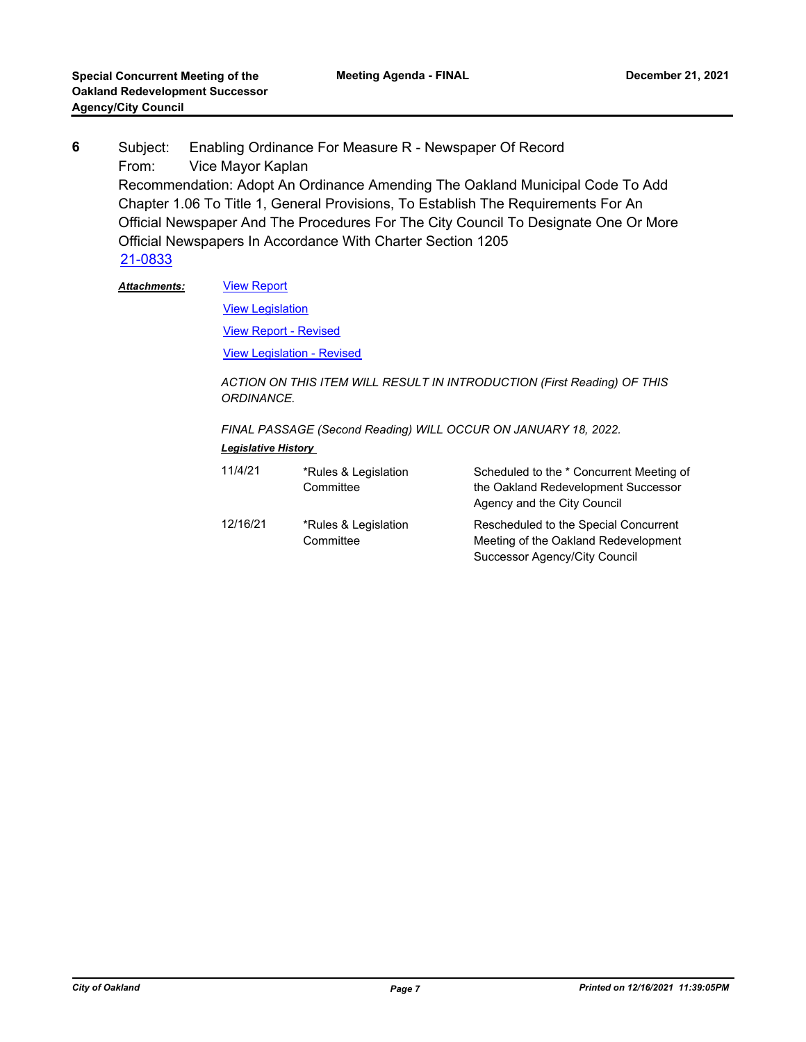**6** Subject: Enabling Ordinance For Measure R - Newspaper Of Record
From: Vice Mayor Kaplan
Recommendation: Adopt An Ordinance Amending The Oakland Municipal Code To Add Chapter 1.06 To Title 1, General Provisions, To Establish The Requirements For An Official Newspaper And The Procedures For The City Council To Designate One Or More Official Newspapers In Accordance With Charter Section 1205
21-0833

***Attachments:*** View Report
View Legislation
View Report - Revised
View Legislation - Revised

*ACTION ON THIS ITEM WILL RESULT IN INTRODUCTION (First Reading) OF THIS ORDINANCE.*

*FINAL PASSAGE (Second Reading) WILL OCCUR ON JANUARY 18, 2022.*

***Legislative History***

| | | |
|---|---|---|
| 11/4/21 | *Rules & Legislation Committee | Scheduled to the * Concurrent Meeting of the Oakland Redevelopment Successor Agency and the City Council |
| 12/16/21 | *Rules & Legislation Committee | Rescheduled to the Special Concurrent Meeting of the Oakland Redevelopment Successor Agency/City Council |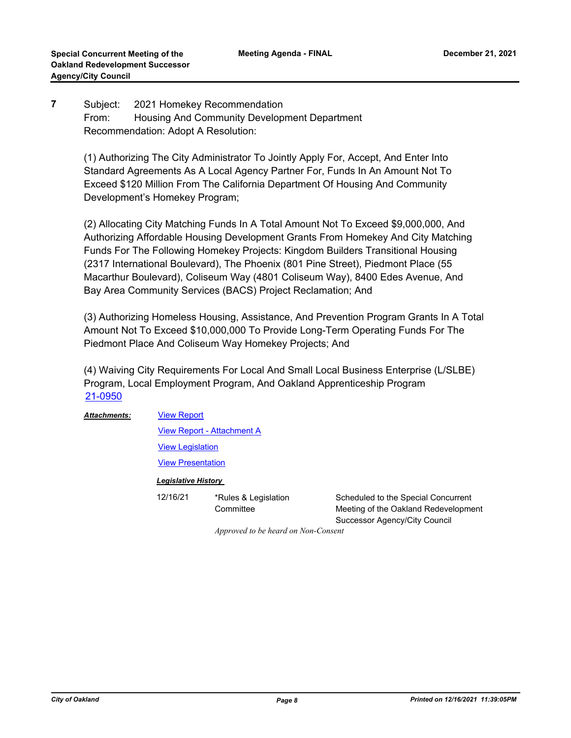**7** Subject: 2021 Homekey Recommendation
From: Housing And Community Development Department
Recommendation: Adopt A Resolution:

(1) Authorizing The City Administrator To Jointly Apply For, Accept, And Enter Into Standard Agreements As A Local Agency Partner For, Funds In An Amount Not To Exceed $120 Million From The California Department Of Housing And Community Development's Homekey Program;

(2) Allocating City Matching Funds In A Total Amount Not To Exceed $9,000,000, And Authorizing Affordable Housing Development Grants From Homekey And City Matching Funds For The Following Homekey Projects: Kingdom Builders Transitional Housing (2317 International Boulevard), The Phoenix (801 Pine Street), Piedmont Place (55 Macarthur Boulevard), Coliseum Way (4801 Coliseum Way), 8400 Edes Avenue, And Bay Area Community Services (BACS) Project Reclamation; And

(3) Authorizing Homeless Housing, Assistance, And Prevention Program Grants In A Total Amount Not To Exceed $10,000,000 To Provide Long-Term Operating Funds For The Piedmont Place And Coliseum Way Homekey Projects; And

(4) Waiving City Requirements For Local And Small Local Business Enterprise (L/SLBE) Program, Local Employment Program, And Oakland Apprenticeship Program
21-0950

***Attachments:*** View Report

View Report - Attachment A

View Legislation

View Presentation

***Legislative History***

| | | |
|---|---|---|
| 12/16/21 | *Rules & Legislation Committee | Scheduled to the Special Concurrent Meeting of the Oakland Redevelopment Successor Agency/City Council |

*Approved to be heard on Non-Consent*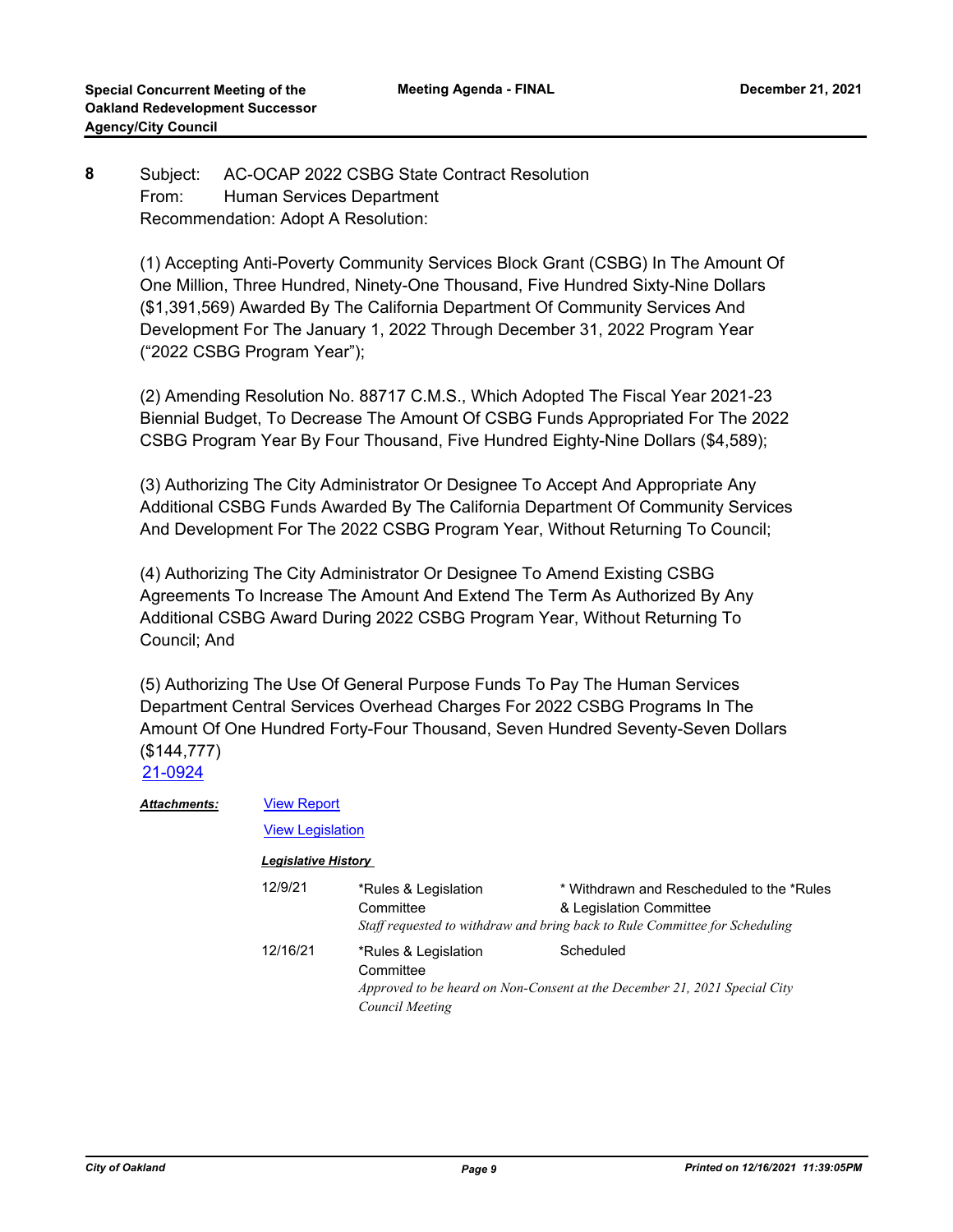**8** Subject: AC-OCAP 2022 CSBG State Contract Resolution
From: Human Services Department
Recommendation: Adopt A Resolution:

(1) Accepting Anti-Poverty Community Services Block Grant (CSBG) In The Amount Of One Million, Three Hundred, Ninety-One Thousand, Five Hundred Sixty-Nine Dollars ($1,391,569) Awarded By The California Department Of Community Services And Development For The January 1, 2022 Through December 31, 2022 Program Year ("2022 CSBG Program Year");

(2) Amending Resolution No. 88717 C.M.S., Which Adopted The Fiscal Year 2021-23 Biennial Budget, To Decrease The Amount Of CSBG Funds Appropriated For The 2022 CSBG Program Year By Four Thousand, Five Hundred Eighty-Nine Dollars ($4,589);

(3) Authorizing The City Administrator Or Designee To Accept And Appropriate Any Additional CSBG Funds Awarded By The California Department Of Community Services And Development For The 2022 CSBG Program Year, Without Returning To Council;

(4) Authorizing The City Administrator Or Designee To Amend Existing CSBG Agreements To Increase The Amount And Extend The Term As Authorized By Any Additional CSBG Award During 2022 CSBG Program Year, Without Returning To Council; And

(5) Authorizing The Use Of General Purpose Funds To Pay The Human Services Department Central Services Overhead Charges For 2022 CSBG Programs In The Amount Of One Hundred Forty-Four Thousand, Seven Hundred Seventy-Seven Dollars ($144,777)

21-0924

***Attachments:*** View Report

View Legislation

***Legislative History***

| Date | Committee | Action |
|---|---|---|
| 12/9/21 | *Rules & Legislation Committee | * Withdrawn and Rescheduled to the *Rules & Legislation Committee |
| | *Staff requested to withdraw and bring back to Rule Committee for Scheduling* | |
| 12/16/21 | *Rules & Legislation Committee | Scheduled |
| | *Approved to be heard on Non-Consent at the December 21, 2021 Special City Council Meeting* | |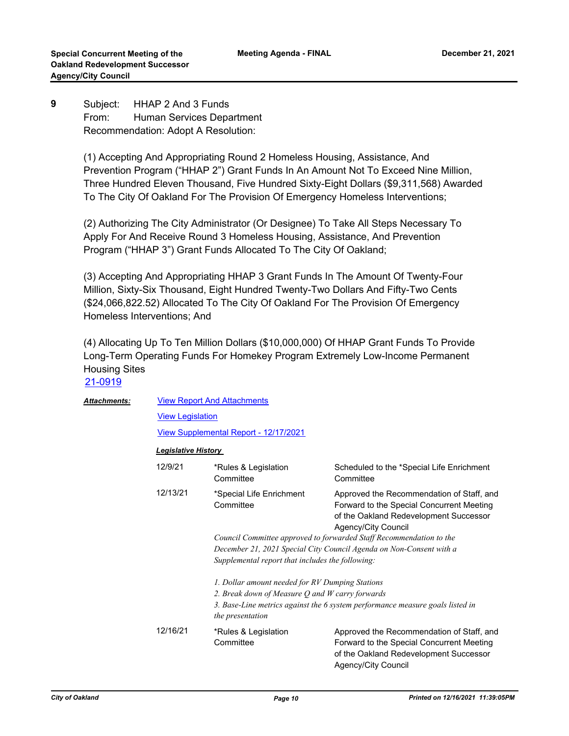**9** Subject: HHAP 2 And 3 Funds
From: Human Services Department
Recommendation: Adopt A Resolution:

(1) Accepting And Appropriating Round 2 Homeless Housing, Assistance, And Prevention Program ("HHAP 2") Grant Funds In An Amount Not To Exceed Nine Million, Three Hundred Eleven Thousand, Five Hundred Sixty-Eight Dollars ($9,311,568) Awarded To The City Of Oakland For The Provision Of Emergency Homeless Interventions;

(2) Authorizing The City Administrator (Or Designee) To Take All Steps Necessary To Apply For And Receive Round 3 Homeless Housing, Assistance, And Prevention Program ("HHAP 3") Grant Funds Allocated To The City Of Oakland;

(3) Accepting And Appropriating HHAP 3 Grant Funds In The Amount Of Twenty-Four Million, Sixty-Six Thousand, Eight Hundred Twenty-Two Dollars And Fifty-Two Cents ($24,066,822.52) Allocated To The City Of Oakland For The Provision Of Emergency Homeless Interventions; And

(4) Allocating Up To Ten Million Dollars ($10,000,000) Of HHAP Grant Funds To Provide Long-Term Operating Funds For Homekey Program Extremely Low-Income Permanent Housing Sites

21-0919

***Attachments:*** View Report And Attachments

View Legislation

View Supplemental Report - 12/17/2021

***Legislative History***

| Date | Committee | Action |
|---|---|---|
| 12/9/21 | *Rules & Legislation Committee | Scheduled to the *Special Life Enrichment Committee |
| 12/13/21 | *Special Life Enrichment Committee | Approved the Recommendation of Staff, and Forward to the Special Concurrent Meeting of the Oakland Redevelopment Successor Agency/City Council |

*Council Committee approved to forwarded Staff Recommendation to the December 21, 2021 Special City Council Agenda on Non-Consent with a Supplemental report that includes the following:*

*1. Dollar amount needed for RV Dumping Stations*
*2. Break down of Measure Q and W carry forwards*
*3. Base-Line metrics against the 6 system performance measure goals listed in the presentation*

| Date | Committee | Action |
|---|---|---|
| 12/16/21 | *Rules & Legislation Committee | Approved the Recommendation of Staff, and Forward to the Special Concurrent Meeting of the Oakland Redevelopment Successor Agency/City Council |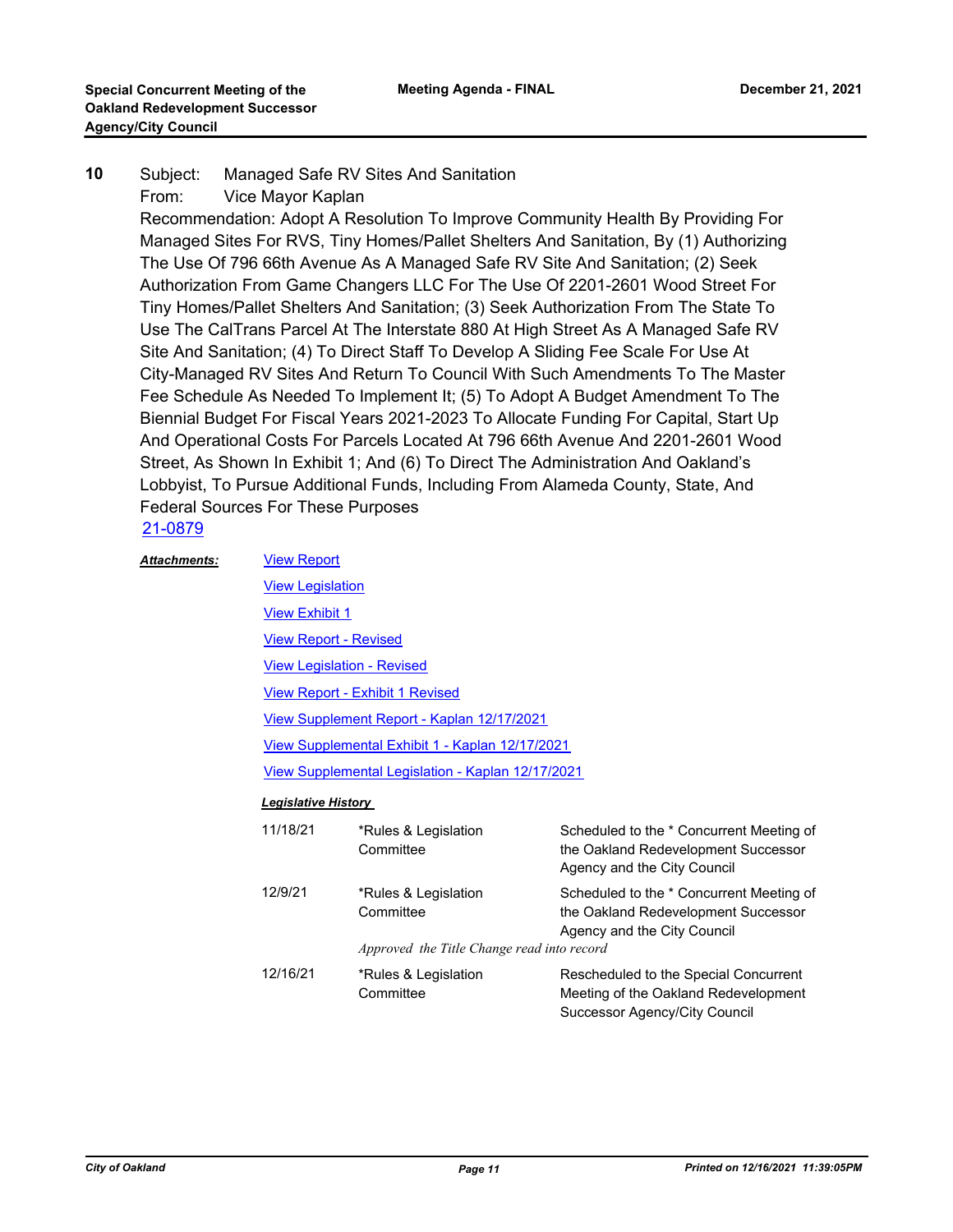**10** Subject: Managed Safe RV Sites And Sanitation

From: Vice Mayor Kaplan

Recommendation: Adopt A Resolution To Improve Community Health By Providing For Managed Sites For RVS, Tiny Homes/Pallet Shelters And Sanitation, By (1) Authorizing The Use Of 796 66th Avenue As A Managed Safe RV Site And Sanitation; (2) Seek Authorization From Game Changers LLC For The Use Of 2201-2601 Wood Street For Tiny Homes/Pallet Shelters And Sanitation; (3) Seek Authorization From The State To Use The CalTrans Parcel At The Interstate 880 At High Street As A Managed Safe RV Site And Sanitation; (4) To Direct Staff To Develop A Sliding Fee Scale For Use At City-Managed RV Sites And Return To Council With Such Amendments To The Master Fee Schedule As Needed To Implement It; (5) To Adopt A Budget Amendment To The Biennial Budget For Fiscal Years 2021-2023 To Allocate Funding For Capital, Start Up And Operational Costs For Parcels Located At 796 66th Avenue And 2201-2601 Wood Street, As Shown In Exhibit 1; And (6) To Direct The Administration And Oakland's Lobbyist, To Pursue Additional Funds, Including From Alameda County, State, And Federal Sources For These Purposes

21-0879

***Attachments:***

- View Report
- View Legislation
- View Exhibit 1
- View Report - Revised
- View Legislation - Revised
- View Report - Exhibit 1 Revised
- View Supplement Report - Kaplan 12/17/2021
- View Supplemental Exhibit 1 - Kaplan 12/17/2021
- View Supplemental Legislation - Kaplan 12/17/2021

***Legislative History***

| Date | Committee | Action |
|---|---|---|
| 11/18/21 | *Rules & Legislation Committee | Scheduled to the * Concurrent Meeting of the Oakland Redevelopment Successor Agency and the City Council |
| 12/9/21 | *Rules & Legislation Committee | Scheduled to the * Concurrent Meeting of the Oakland Redevelopment Successor Agency and the City Council |
| | *Approved the Title Change read into record* | |
| 12/16/21 | *Rules & Legislation Committee | Rescheduled to the Special Concurrent Meeting of the Oakland Redevelopment Successor Agency/City Council |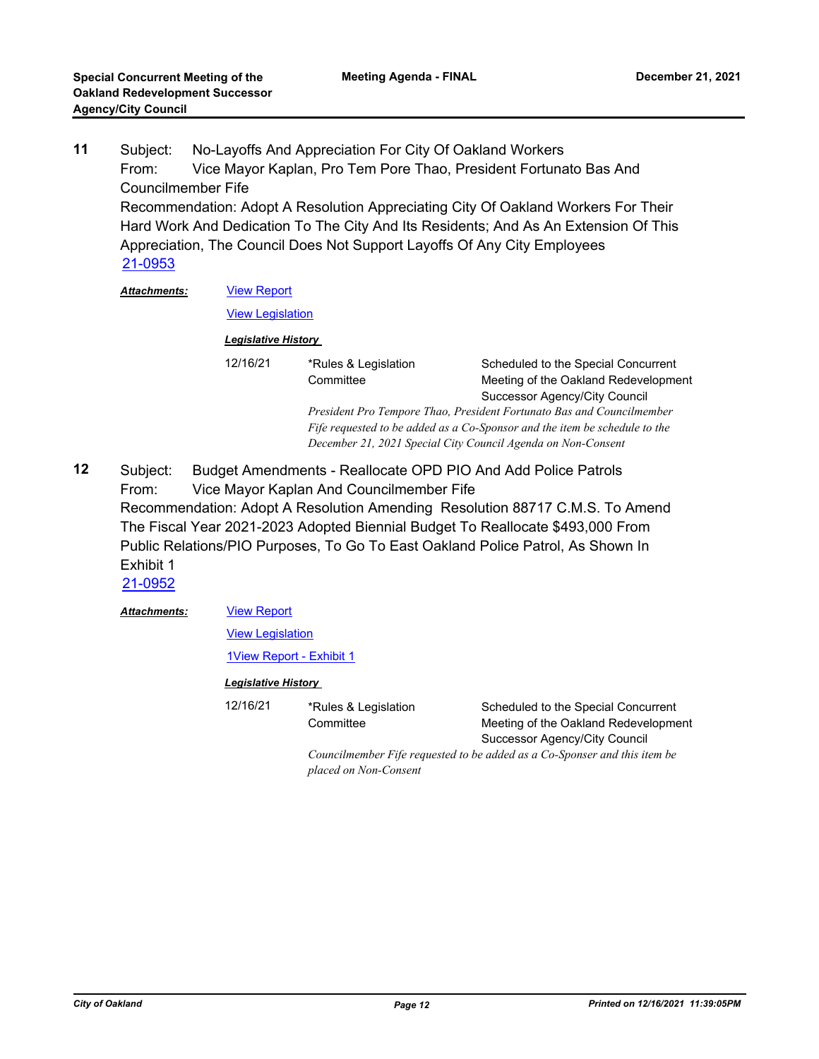**11** Subject: No-Layoffs And Appreciation For City Of Oakland Workers
From: Vice Mayor Kaplan, Pro Tem Pore Thao, President Fortunato Bas And Councilmember Fife
Recommendation: Adopt A Resolution Appreciating City Of Oakland Workers For Their Hard Work And Dedication To The City And Its Residents; And As An Extension Of This Appreciation, The Council Does Not Support Layoffs Of Any City Employees
[21-0953](21-0953)

***Attachments:*** [View Report](View Report)
[View Legislation](View Legislation)

***Legislative History***

| | | |
|---|---|---|
| 12/16/21 | *Rules & Legislation Committee | Scheduled to the Special Concurrent Meeting of the Oakland Redevelopment Successor Agency/City Council |

*President Pro Tempore Thao, President Fortunato Bas and Councilmember Fife requested to be added as a Co-Sponsor and the item be schedule to the December 21, 2021 Special City Council Agenda on Non-Consent*

**12** Subject: Budget Amendments - Reallocate OPD PIO And Add Police Patrols
From: Vice Mayor Kaplan And Councilmember Fife
Recommendation: Adopt A Resolution Amending Resolution 88717 C.M.S. To Amend The Fiscal Year 2021-2023 Adopted Biennial Budget To Reallocate $493,000 From Public Relations/PIO Purposes, To Go To East Oakland Police Patrol, As Shown In Exhibit 1
[21-0952](21-0952)

***Attachments:*** [View Report](View Report)
[View Legislation](View Legislation)
[1View Report - Exhibit 1](1View Report - Exhibit 1)

***Legislative History***

| | | |
|---|---|---|
| 12/16/21 | *Rules & Legislation Committee | Scheduled to the Special Concurrent Meeting of the Oakland Redevelopment Successor Agency/City Council |

*Councilmember Fife requested to be added as a Co-Sponser and this item be placed on Non-Consent*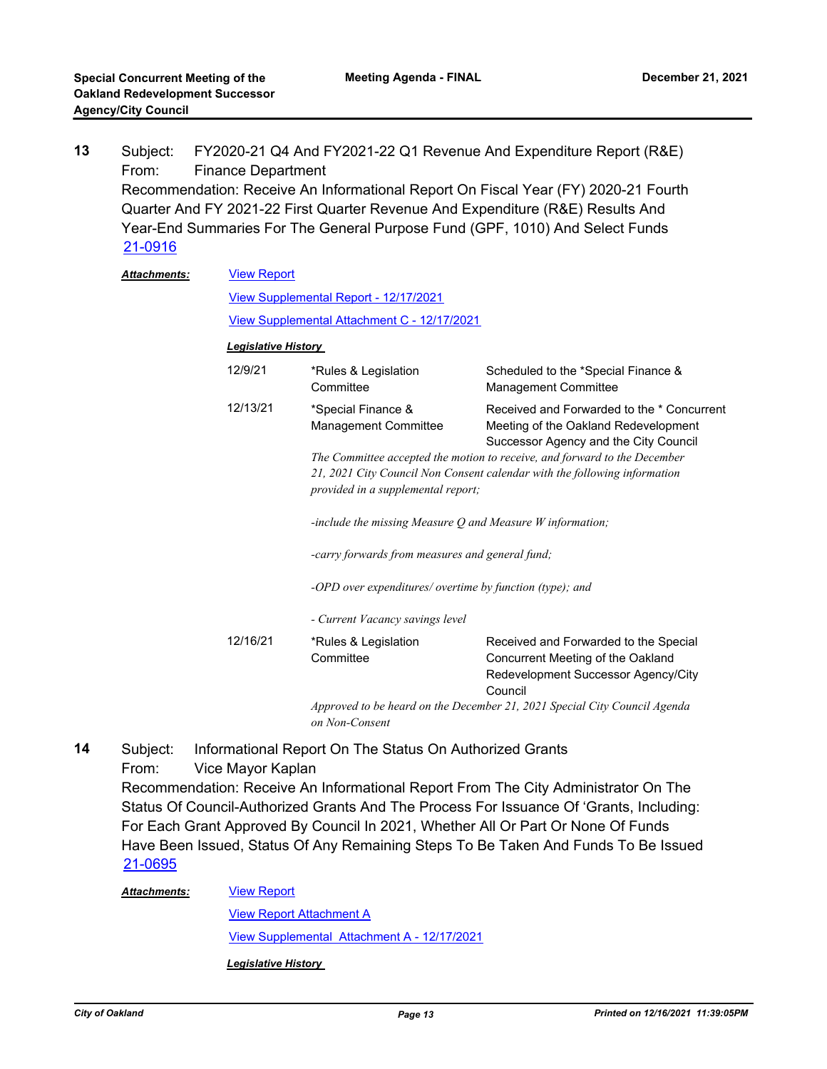**13** Subject: FY2020-21 Q4 And FY2021-22 Q1 Revenue And Expenditure Report (R&E)
From: Finance Department
Recommendation: Receive An Informational Report On Fiscal Year (FY) 2020-21 Fourth Quarter And FY 2021-22 First Quarter Revenue And Expenditure (R&E) Results And Year-End Summaries For The General Purpose Fund (GPF, 1010) And Select Funds
[21-0916](21-0916)

***Attachments:*** [View Report](View Report)

[View Supplemental Report - 12/17/2021](View Supplemental Report - 12/17/2021)

[View Supplemental Attachment C - 12/17/2021](View Supplemental Attachment C - 12/17/2021)

***Legislative History***

| | | |
|---|---|---|
| 12/9/21 | *Rules & Legislation Committee | Scheduled to the *Special Finance & Management Committee |
| 12/13/21 | *Special Finance & Management Committee | Received and Forwarded to the * Concurrent Meeting of the Oakland Redevelopment Successor Agency and the City Council |

*The Committee accepted the motion to receive, and forward to the December 21, 2021 City Council Non Consent calendar with the following information provided in a supplemental report;*

*-include the missing Measure Q and Measure W information;*

*-carry forwards from measures and general fund;*

*-OPD over expenditures/ overtime by function (type); and*

*- Current Vacancy savings level*

| | | |
|---|---|---|
| 12/16/21 | *Rules & Legislation Committee | Received and Forwarded to the Special Concurrent Meeting of the Oakland Redevelopment Successor Agency/City Council |

*Approved to be heard on the December 21, 2021 Special City Council Agenda on Non-Consent*

**14** Subject: Informational Report On The Status On Authorized Grants
From: Vice Mayor Kaplan
Recommendation: Receive An Informational Report From The City Administrator On The Status Of Council-Authorized Grants And The Process For Issuance Of 'Grants, Including: For Each Grant Approved By Council In 2021, Whether All Or Part Or None Of Funds Have Been Issued, Status Of Any Remaining Steps To Be Taken And Funds To Be Issued
[21-0695](21-0695)

***Attachments:*** [View Report](View Report)

[View Report Attachment A](View Report Attachment A)

[View Supplemental Attachment A - 12/17/2021](View Supplemental Attachment A - 12/17/2021)

***Legislative History***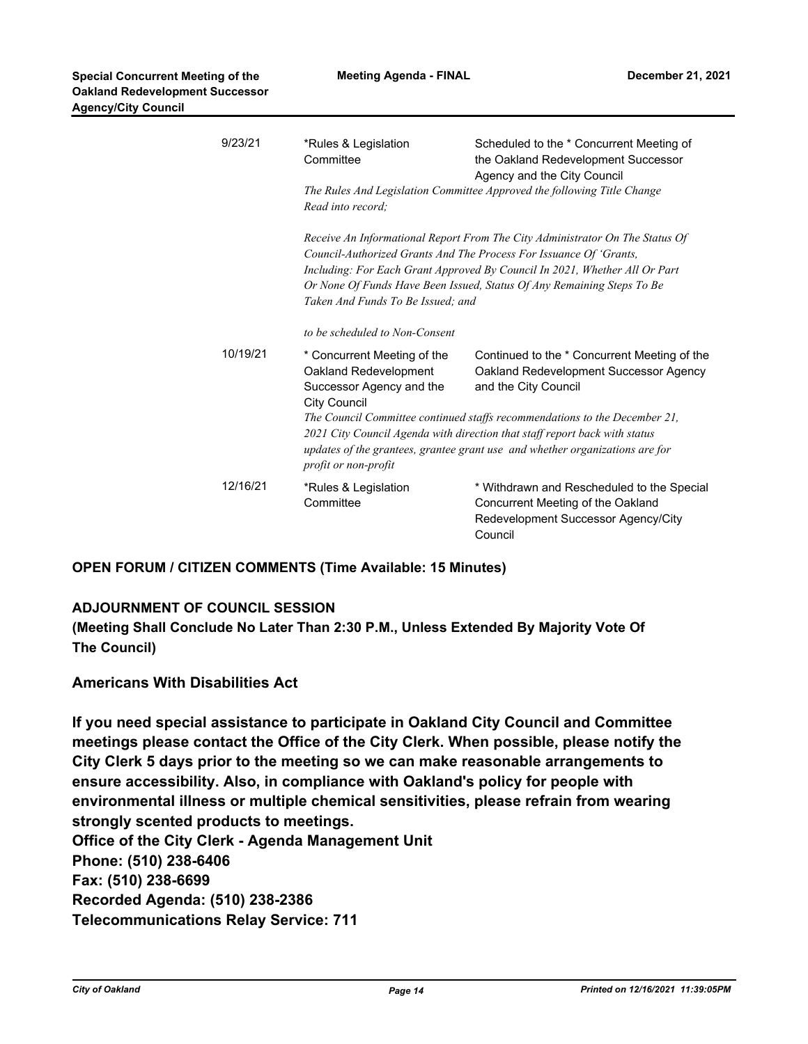| | | |
|---|---|---|
| 9/23/21 | *Rules & Legislation Committee | Scheduled to the * Concurrent Meeting of the Oakland Redevelopment Successor Agency and the City Council |
| | *The Rules And Legislation Committee Approved the following Title Change Read into record;<br><br>Receive An Informational Report From The City Administrator On The Status Of Council-Authorized Grants And The Process For Issuance Of 'Grants, Including: For Each Grant Approved By Council In 2021, Whether All Or Part Or None Of Funds Have Been Issued, Status Of Any Remaining Steps To Be Taken And Funds To Be Issued; and<br><br>to be scheduled to Non-Consent* | |
| 10/19/21 | * Concurrent Meeting of the Oakland Redevelopment Successor Agency and the City Council | Continued to the * Concurrent Meeting of the Oakland Redevelopment Successor Agency and the City Council |
| | *The Council Committee continued staffs recommendations to the December 21, 2021 City Council Agenda with direction that staff report back with status updates of the grantees, grantee grant use and whether organizations are for profit or non-profit* | |
| 12/16/21 | *Rules & Legislation Committee | * Withdrawn and Rescheduled to the Special Concurrent Meeting of the Oakland Redevelopment Successor Agency/City Council |

**OPEN FORUM / CITIZEN COMMENTS (Time Available: 15 Minutes)**

**ADJOURNMENT OF COUNCIL SESSION**
**(Meeting Shall Conclude No Later Than 2:30 P.M., Unless Extended By Majority Vote Of The Council)**

**Americans With Disabilities Act**

**If you need special assistance to participate in Oakland City Council and Committee meetings please contact the Office of the City Clerk. When possible, please notify the City Clerk 5 days prior to the meeting so we can make reasonable arrangements to ensure accessibility. Also, in compliance with Oakland's policy for people with environmental illness or multiple chemical sensitivities, please refrain from wearing strongly scented products to meetings.**
**Office of the City Clerk - Agenda Management Unit**
**Phone: (510) 238-6406**
**Fax: (510) 238-6699**
**Recorded Agenda: (510) 238-2386**
**Telecommunications Relay Service: 711**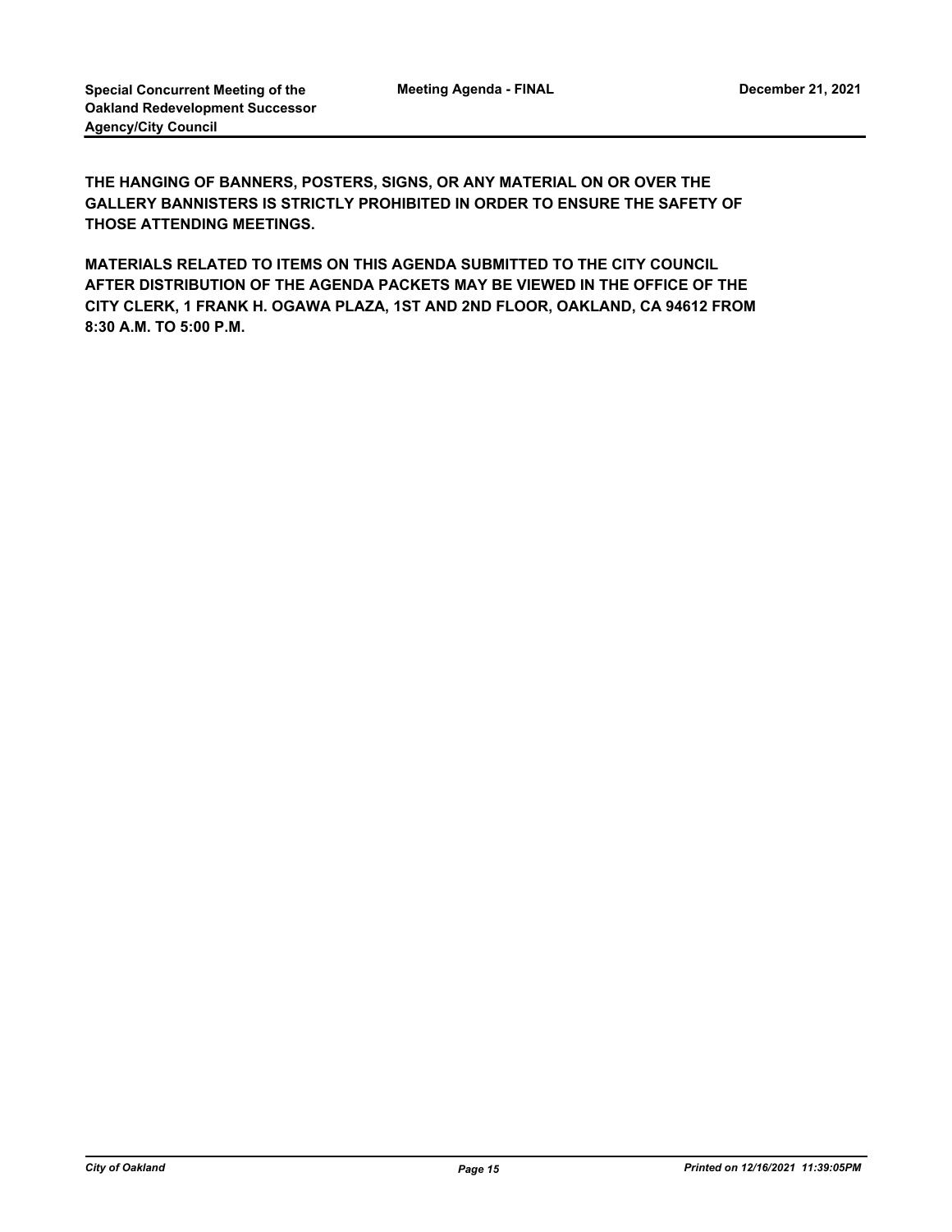**THE HANGING OF BANNERS, POSTERS, SIGNS, OR ANY MATERIAL ON OR OVER THE GALLERY BANNISTERS IS STRICTLY PROHIBITED IN ORDER TO ENSURE THE SAFETY OF THOSE ATTENDING MEETINGS.**

**MATERIALS RELATED TO ITEMS ON THIS AGENDA SUBMITTED TO THE CITY COUNCIL AFTER DISTRIBUTION OF THE AGENDA PACKETS MAY BE VIEWED IN THE OFFICE OF THE CITY CLERK, 1 FRANK H. OGAWA PLAZA, 1ST AND 2ND FLOOR, OAKLAND, CA 94612 FROM 8:30 A.M. TO 5:00 P.M.**